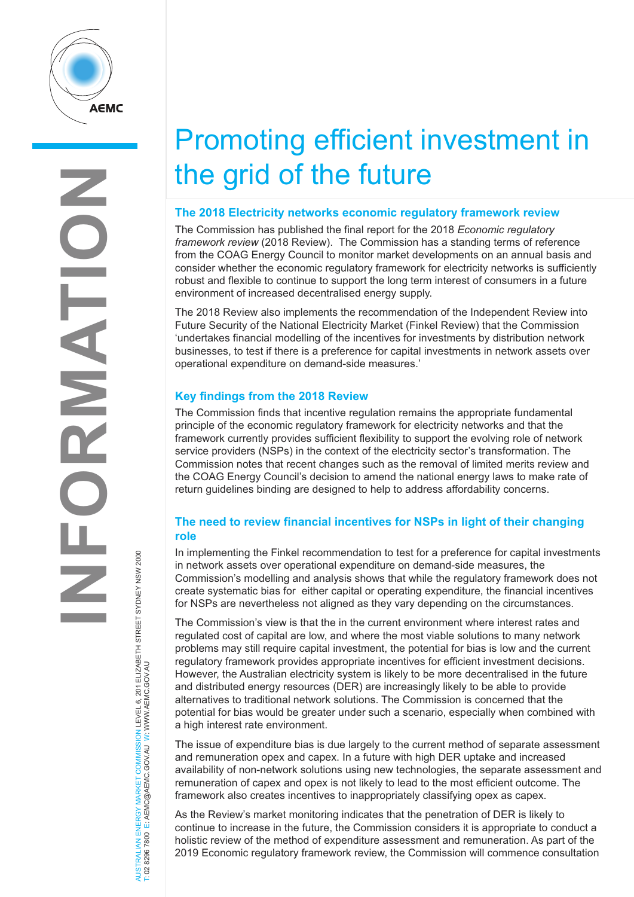# Promoting efficient investment in the grid of the future

## The 2018 Electricity networks economic regulatory framework review

The Commission has published the final report for the 2018 *Economic regulatory framework review* (2018 Review). The Commission has a standing terms of reference from the COAG Energy Council to monitor market developments on an annual basis and consider whether the economic regulatory framework for electricity networks is sufficiently robust and flexible to continue to support the long term interest of consumers in a future environment of increased decentralised energy supply.

The 2018 Review also implements the recommendation of the Independent Review into Future Security of the National Electricity Market (Finkel Review) that the Commission 'undertakes financial modelling of the incentives for investments by distribution network businesses, to test if there is a preference for capital investments in network assets over operational expenditure on demand-side measures.'

## Key findings from the 2018 Review

The Commission finds that incentive regulation remains the appropriate fundamental principle of the economic regulatory framework for electricity networks and that the framework currently provides sufficient flexibility to support the evolving role of network service providers (NSPs) in the context of the electricity sector's transformation. The Commission notes that recent changes such as the removal of limited merits review and the COAG Energy Council's decision to amend the national energy laws to make rate of return guidelines binding are designed to help to address affordability concerns.

## The need to review financial incentives for NSPs in light of their changing role

In implementing the Finkel recommendation to test for a preference for capital investments in network assets over operational expenditure on demand-side measures, the Commission's modelling and analysis shows that while the regulatory framework does not create systematic bias for either capital or operating expenditure, the financial incentives for NSPs are nevertheless not aligned as they vary depending on the circumstances.

The Commission's view is that the in the current environment where interest rates and regulated cost of capital are low, and where the most viable solutions to many network problems may still require capital investment, the potential for bias is low and the current regulatory framework provides appropriate incentives for efficient investment decisions. However, the Australian electricity system is likely to be more decentralised in the future and distributed energy resources (DER) are increasingly likely to be able to provide alternatives to traditional network solutions. The Commission is concerned that the potential for bias would be greater under such a scenario, especially when combined with a high interest rate environment.

The issue of expenditure bias is due largely to the current method of separate assessment and remuneration opex and capex. In a future with high DER uptake and increased availability of non-network solutions using new technologies, the separate assessment and remuneration of capex and opex is not likely to lead to the most efficient outcome. The framework also creates incentives to inappropriately classifying opex as capex.

As the Review's market monitoring indicates that the penetration of DER is likely to continue to increase in the future, the Commission considers it is appropriate to conduct a holistic review of the method of expenditure assessment and remuneration. As part of the 2019 Economic regulatory framework review, the Commission will commence consultation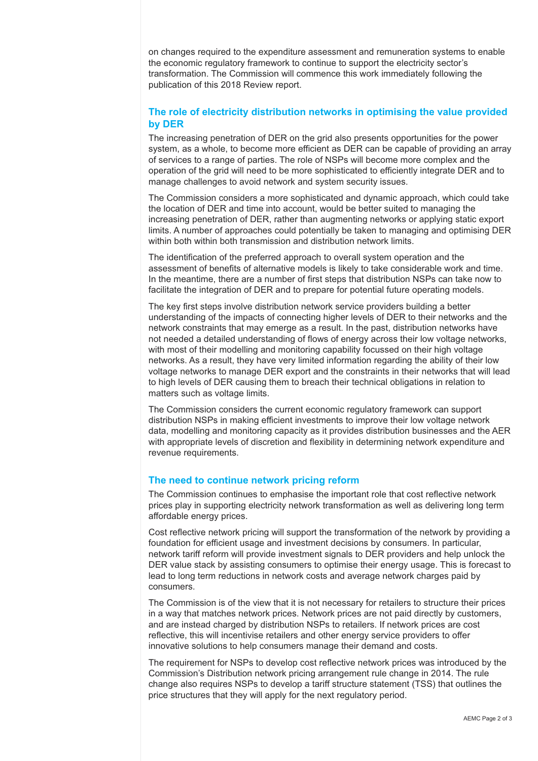on changes required to the expenditure assessment and remuneration systems to enable the economic regulatory framework to continue to support the electricity sector's transformation. The Commission will commence this work immediately following the publication of this 2018 Review report.

## The role of electricity distribution networks in optimising the value provided by DER

The increasing penetration of DER on the grid also presents opportunities for the power system, as a whole, to become more efficient as DER can be capable of providing an array of services to a range of parties. The role of NSPs will become more complex and the operation of the grid will need to be more sophisticated to efficiently integrate DER and to manage challenges to avoid network and system security issues.

The Commission considers a more sophisticated and dynamic approach, which could take the location of DER and time into account, would be better suited to managing the increasing penetration of DER, rather than augmenting networks or applying static export limits. A number of approaches could potentially be taken to managing and optimising DER within both within both transmission and distribution network limits.

The identification of the preferred approach to overall system operation and the assessment of benefits of alternative models is likely to take considerable work and time. In the meantime, there are a number of first steps that distribution NSPs can take now to facilitate the integration of DER and to prepare for potential future operating models.

The key first steps involve distribution network service providers building a better understanding of the impacts of connecting higher levels of DER to their networks and the network constraints that may emerge as a result. In the past, distribution networks have not needed a detailed understanding of flows of energy across their low voltage networks, with most of their modelling and monitoring capability focussed on their high voltage networks. As a result, they have very limited information regarding the ability of their low voltage networks to manage DER export and the constraints in their networks that will lead to high levels of DER causing them to breach their technical obligations in relation to matters such as voltage limits.

The Commission considers the current economic regulatory framework can support distribution NSPs in making efficient investments to improve their low voltage network data, modelling and monitoring capacity as it provides distribution businesses and the AER with appropriate levels of discretion and flexibility in determining network expenditure and revenue requirements.

## The need to continue network pricing reform

The Commission continues to emphasise the important role that cost reflective network prices play in supporting electricity network transformation as well as delivering long term affordable energy prices.

Cost reflective network pricing will support the transformation of the network by providing a foundation for efficient usage and investment decisions by consumers. In particular, network tariff reform will provide investment signals to DER providers and help unlock the DER value stack by assisting consumers to optimise their energy usage. This is forecast to lead to long term reductions in network costs and average network charges paid by consumers.

The Commission is of the view that it is not necessary for retailers to structure their prices in a way that matches network prices. Network prices are not paid directly by customers, and are instead charged by distribution NSPs to retailers. If network prices are cost reflective, this will incentivise retailers and other energy service providers to offer innovative solutions to help consumers manage their demand and costs.

The requirement for NSPs to develop cost reflective network prices was introduced by the Commission's Distribution network pricing arrangement rule change in 2014. The rule change also requires NSPs to develop a tariff structure statement (TSS) that outlines the price structures that they will apply for the next regulatory period.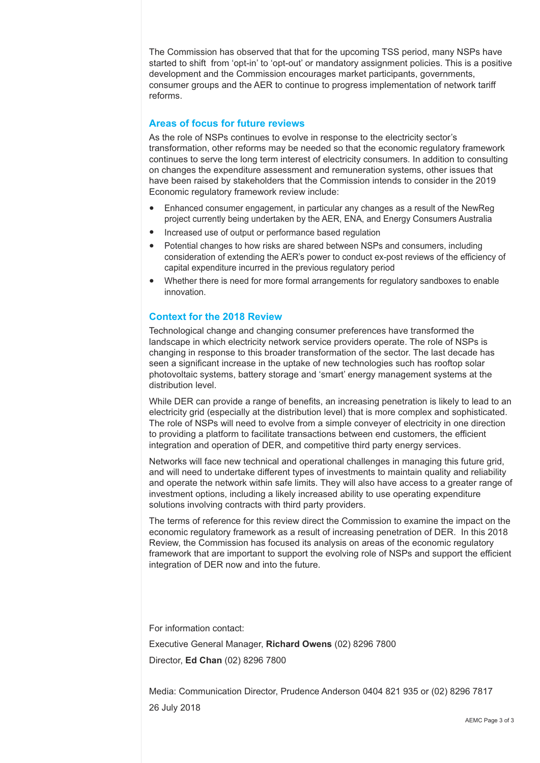The Commission has observed that that for the upcoming TSS period, many NSPs have started to shift  from 'opt-in' to 'opt-out' or mandatory assignment policies. This is a positive development and the Commission encourages market participants, governments, consumer groups and the AER to continue to progress implementation of network tariff reforms.

## Areas of focus for future reviews

As the role of NSPs continues to evolve in response to the electricity sector's transformation, other reforms may be needed so that the economic regulatory framework continues to serve the long term interest of electricity consumers. In addition to consulting on changes the expenditure assessment and remuneration systems, other issues that have been raised by stakeholders that the Commission intends to consider in the 2019 Economic regulatory framework review include:

- Enhanced consumer engagement, in particular any changes as a result of the NewReg project currently being undertaken by the AER, ENA, and Energy Consumers Australia
- Increased use of output or performance based regulation
- Potential changes to how risks are shared between NSPs and consumers, including consideration of extending the AER's power to conduct ex-post reviews of the efficiency of capital expenditure incurred in the previous regulatory period
- Whether there is need for more formal arrangements for regulatory sandboxes to enable innovation.

## Context for the 2018 Review

Technological change and changing consumer preferences have transformed the landscape in which electricity network service providers operate. The role of NSPs is changing in response to this broader transformation of the sector. The last decade has seen a significant increase in the uptake of new technologies such has rooftop solar photovoltaic systems, battery storage and 'smart' energy management systems at the distribution level.

While DER can provide a range of benefits, an increasing penetration is likely to lead to an electricity grid (especially at the distribution level) that is more complex and sophisticated. The role of NSPs will need to evolve from a simple conveyer of electricity in one direction to providing a platform to facilitate transactions between end customers, the efficient integration and operation of DER, and competitive third party energy services.

Networks will face new technical and operational challenges in managing this future grid, and will need to undertake different types of investments to maintain quality and reliability and operate the network within safe limits. They will also have access to a greater range of investment options, including a likely increased ability to use operating expenditure solutions involving contracts with third party providers.

The terms of reference for this review direct the Commission to examine the impact on the economic regulatory framework as a result of increasing penetration of DER.  In this 2018 Review, the Commission has focused its analysis on areas of the economic regulatory framework that are important to support the evolving role of NSPs and support the efficient integration of DER now and into the future.

For information contact:

Executive General Manager, **Richard Owens** (02) 8296 7800

Director, **Ed Chan** (02) 8296 7800

Media: Communication Director, Prudence Anderson 0404 821 935 or (02) 8296 7817

26 July 2018